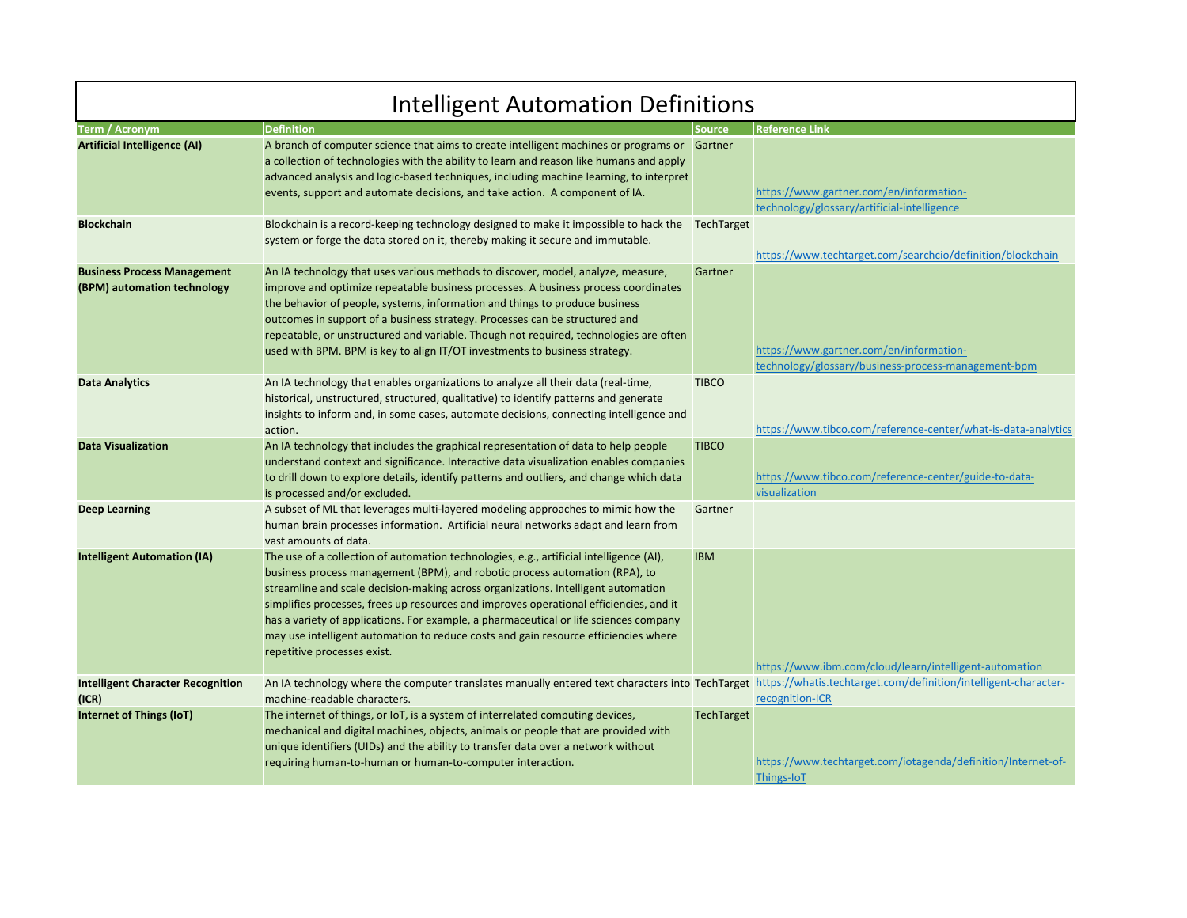# Intelligent Automation Definitions

| Term / Acronym | Definition | Source | Reference Link |
|---|---|---|---|
| **Artificial Intelligence (AI)** | A branch of computer science that aims to create intelligent machines or programs or a collection of technologies with the ability to learn and reason like humans and apply advanced analysis and logic-based techniques, including machine learning, to interpret events, support and automate decisions, and take action. A component of IA. | Gartner | https://www.gartner.com/en/information-technology/glossary/artificial-intelligence |
| **Blockchain** | Blockchain is a record-keeping technology designed to make it impossible to hack the system or forge the data stored on it, thereby making it secure and immutable. | TechTarget | https://www.techtarget.com/searchcio/definition/blockchain |
| **Business Process Management (BPM) automation technology** | An IA technology that uses various methods to discover, model, analyze, measure, improve and optimize repeatable business processes. A business process coordinates the behavior of people, systems, information and things to produce business outcomes in support of a business strategy. Processes can be structured and repeatable, or unstructured and variable. Though not required, technologies are often used with BPM. BPM is key to align IT/OT investments to business strategy. | Gartner | https://www.gartner.com/en/information-technology/glossary/business-process-management-bpm |
| **Data Analytics** | An IA technology that enables organizations to analyze all their data (real-time, historical, unstructured, structured, qualitative) to identify patterns and generate insights to inform and, in some cases, automate decisions, connecting intelligence and action. | TIBCO | https://www.tibco.com/reference-center/what-is-data-analytics |
| **Data Visualization** | An IA technology that includes the graphical representation of data to help people understand context and significance. Interactive data visualization enables companies to drill down to explore details, identify patterns and outliers, and change which data is processed and/or excluded. | TIBCO | https://www.tibco.com/reference-center/guide-to-data-visualization |
| **Deep Learning** | A subset of ML that leverages multi-layered modeling approaches to mimic how the human brain processes information. Artificial neural networks adapt and learn from vast amounts of data. | Gartner | |
| **Intelligent Automation (IA)** | The use of a collection of automation technologies, e.g., artificial intelligence (AI), business process management (BPM), and robotic process automation (RPA), to streamline and scale decision-making across organizations. Intelligent automation simplifies processes, frees up resources and improves operational efficiencies, and it has a variety of applications. For example, a pharmaceutical or life sciences company may use intelligent automation to reduce costs and gain resource efficiencies where repetitive processes exist. | IBM | https://www.ibm.com/cloud/learn/intelligent-automation |
| **Intelligent Character Recognition (ICR)** | An IA technology where the computer translates manually entered text characters into machine-readable characters. | TechTarget | https://whatis.techtarget.com/definition/intelligent-character-recognition-ICR |
| **Internet of Things (IoT)** | The internet of things, or IoT, is a system of interrelated computing devices, mechanical and digital machines, objects, animals or people that are provided with unique identifiers (UIDs) and the ability to transfer data over a network without requiring human-to-human or human-to-computer interaction. | TechTarget | https://www.techtarget.com/iotagenda/definition/Internet-of-Things-IoT |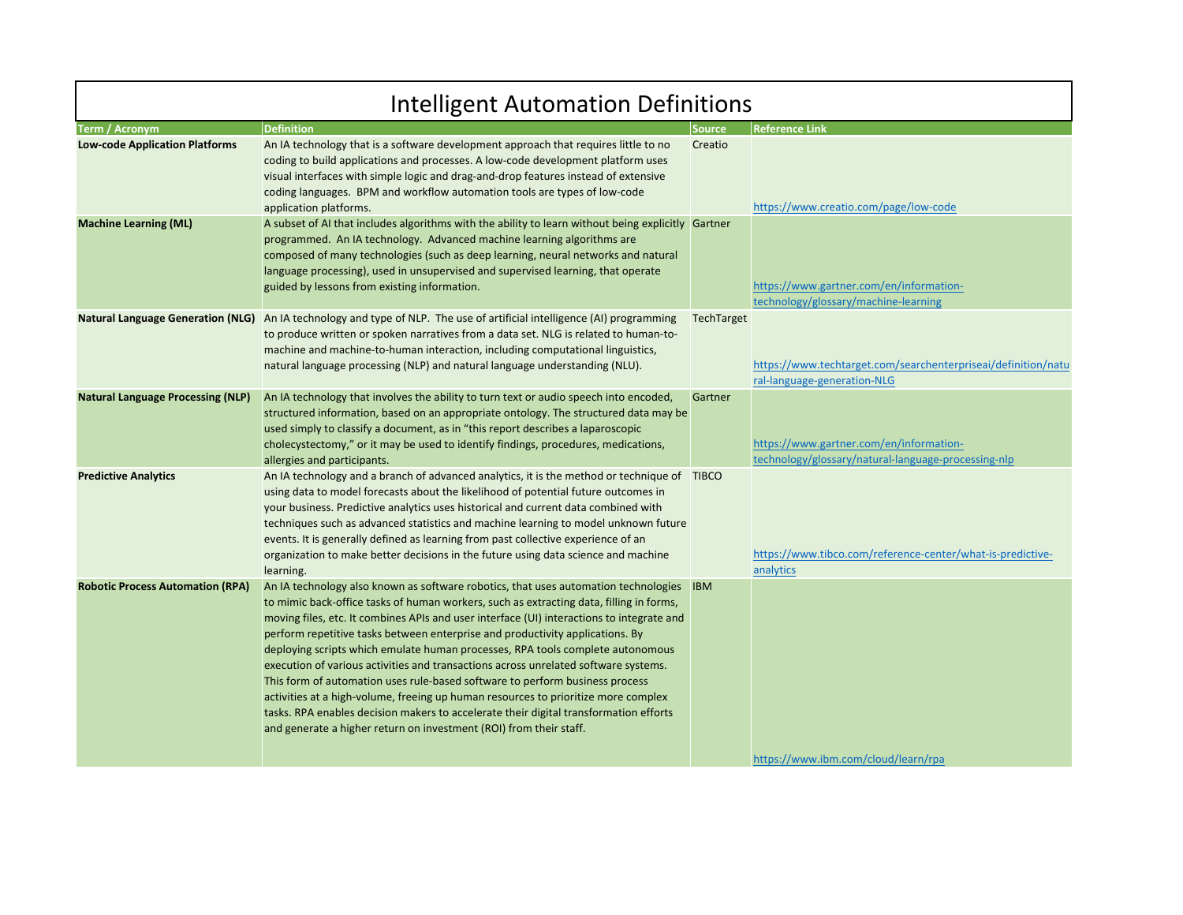# Intelligent Automation Definitions

| Term / Acronym | Definition | Source | Reference Link |
|---|---|---|---|
| **Low-code Application Platforms** | An IA technology that is a software development approach that requires little to no coding to build applications and processes. A low-code development platform uses visual interfaces with simple logic and drag-and-drop features instead of extensive coding languages. BPM and workflow automation tools are types of low-code application platforms. | Creatio | https://www.creatio.com/page/low-code |
| **Machine Learning (ML)** | A subset of AI that includes algorithms with the ability to learn without being explicitly programmed. An IA technology. Advanced machine learning algorithms are composed of many technologies (such as deep learning, neural networks and natural language processing), used in unsupervised and supervised learning, that operate guided by lessons from existing information. | Gartner | https://www.gartner.com/en/information-technology/glossary/machine-learning |
| **Natural Language Generation (NLG)** | An IA technology and type of NLP. The use of artificial intelligence (AI) programming to produce written or spoken narratives from a data set. NLG is related to human-to-machine and machine-to-human interaction, including computational linguistics, natural language processing (NLP) and natural language understanding (NLU). | TechTarget | https://www.techtarget.com/searchenterpriseai/definition/natural-language-generation-NLG |
| **Natural Language Processing (NLP)** | An IA technology that involves the ability to turn text or audio speech into encoded, structured information, based on an appropriate ontology. The structured data may be used simply to classify a document, as in "this report describes a laparoscopic cholecystectomy," or it may be used to identify findings, procedures, medications, allergies and participants. | Gartner | https://www.gartner.com/en/information-technology/glossary/natural-language-processing-nlp |
| **Predictive Analytics** | An IA technology and a branch of advanced analytics, it is the method or technique of using data to model forecasts about the likelihood of potential future outcomes in your business. Predictive analytics uses historical and current data combined with techniques such as advanced statistics and machine learning to model unknown future events. It is generally defined as learning from past collective experience of an organization to make better decisions in the future using data science and machine learning. | TIBCO | https://www.tibco.com/reference-center/what-is-predictive-analytics |
| **Robotic Process Automation (RPA)** | An IA technology also known as software robotics, that uses automation technologies to mimic back-office tasks of human workers, such as extracting data, filling in forms, moving files, etc. It combines APIs and user interface (UI) interactions to integrate and perform repetitive tasks between enterprise and productivity applications. By deploying scripts which emulate human processes, RPA tools complete autonomous execution of various activities and transactions across unrelated software systems. This form of automation uses rule-based software to perform business process activities at a high-volume, freeing up human resources to prioritize more complex tasks. RPA enables decision makers to accelerate their digital transformation efforts and generate a higher return on investment (ROI) from their staff. | IBM | https://www.ibm.com/cloud/learn/rpa |